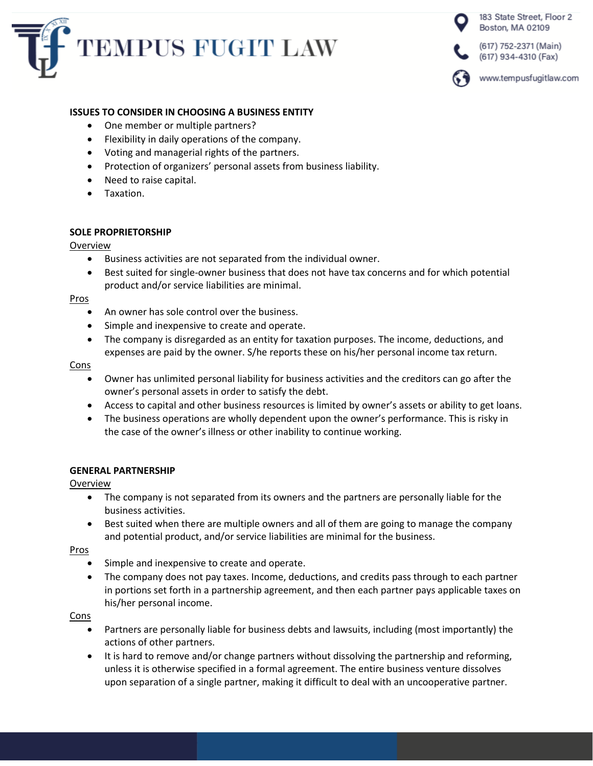# TEMPUS FUGIT LAW

183 State Street, Floor 2
Boston, MA 02109

(617) 752-2371 (Main)
(617) 934-4310 (Fax)

www.tempusfugitlaw.com

## ISSUES TO CONSIDER IN CHOOSING A BUSINESS ENTITY

- One member or multiple partners?
- Flexibility in daily operations of the company.
- Voting and managerial rights of the partners.
- Protection of organizers' personal assets from business liability.
- Need to raise capital.
- Taxation.

## SOLE PROPRIETORSHIP

Overview

- Business activities are not separated from the individual owner.
- Best suited for single-owner business that does not have tax concerns and for which potential product and/or service liabilities are minimal.

Pros

- An owner has sole control over the business.
- Simple and inexpensive to create and operate.
- The company is disregarded as an entity for taxation purposes. The income, deductions, and expenses are paid by the owner. S/he reports these on his/her personal income tax return.

Cons

- Owner has unlimited personal liability for business activities and the creditors can go after the owner's personal assets in order to satisfy the debt.
- Access to capital and other business resources is limited by owner's assets or ability to get loans.
- The business operations are wholly dependent upon the owner's performance. This is risky in the case of the owner's illness or other inability to continue working.

## GENERAL PARTNERSHIP

Overview

- The company is not separated from its owners and the partners are personally liable for the business activities.
- Best suited when there are multiple owners and all of them are going to manage the company and potential product, and/or service liabilities are minimal for the business.

Pros

- Simple and inexpensive to create and operate.
- The company does not pay taxes. Income, deductions, and credits pass through to each partner in portions set forth in a partnership agreement, and then each partner pays applicable taxes on his/her personal income.

Cons

- Partners are personally liable for business debts and lawsuits, including (most importantly) the actions of other partners.
- It is hard to remove and/or change partners without dissolving the partnership and reforming, unless it is otherwise specified in a formal agreement. The entire business venture dissolves upon separation of a single partner, making it difficult to deal with an uncooperative partner.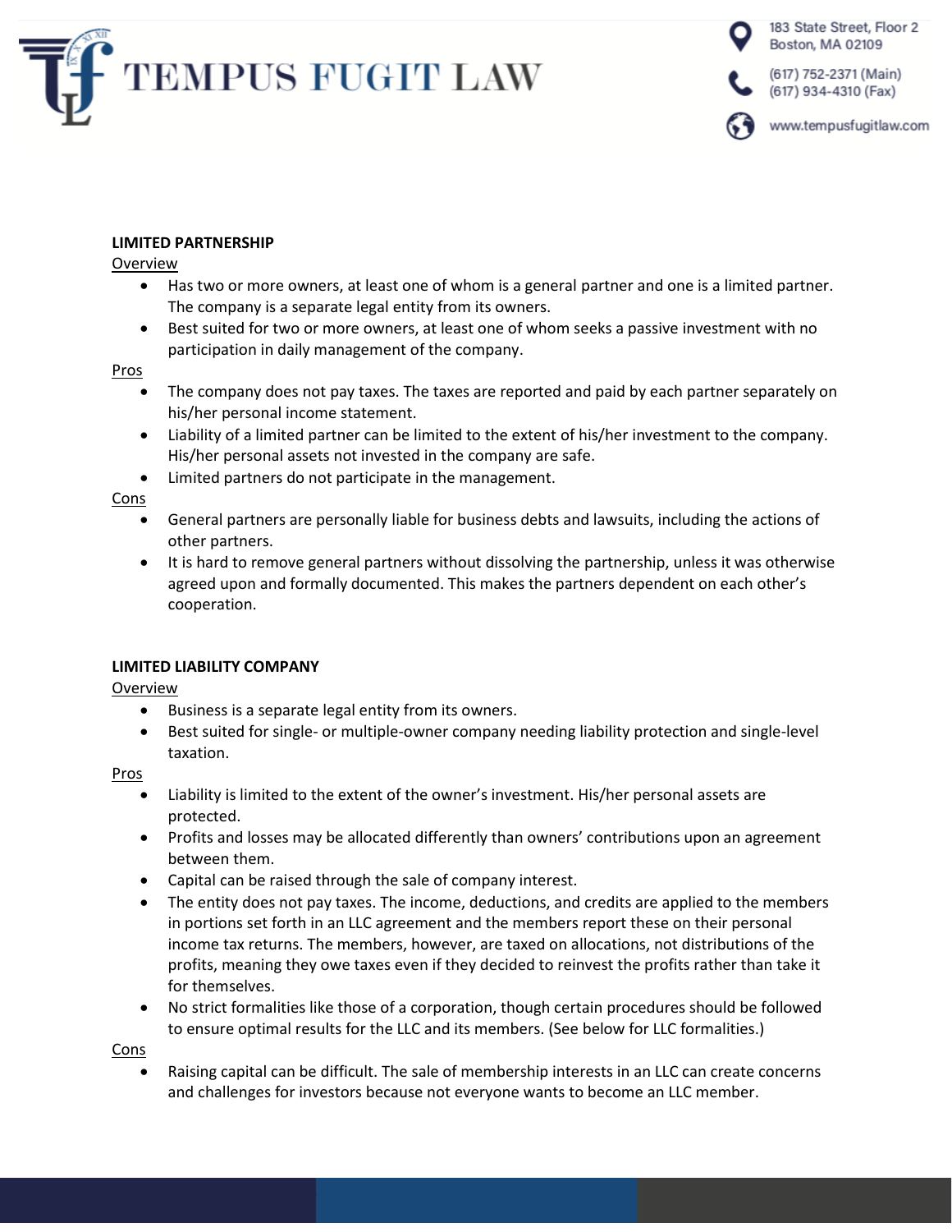**LIMITED PARTNERSHIP**

Overview

- Has two or more owners, at least one of whom is a general partner and one is a limited partner. The company is a separate legal entity from its owners.
- Best suited for two or more owners, at least one of whom seeks a passive investment with no participation in daily management of the company.

Pros

- The company does not pay taxes. The taxes are reported and paid by each partner separately on his/her personal income statement.
- Liability of a limited partner can be limited to the extent of his/her investment to the company. His/her personal assets not invested in the company are safe.
- Limited partners do not participate in the management.

Cons

- General partners are personally liable for business debts and lawsuits, including the actions of other partners.
- It is hard to remove general partners without dissolving the partnership, unless it was otherwise agreed upon and formally documented. This makes the partners dependent on each other's cooperation.

**LIMITED LIABILITY COMPANY**

Overview

- Business is a separate legal entity from its owners.
- Best suited for single- or multiple-owner company needing liability protection and single-level taxation.

Pros

- Liability is limited to the extent of the owner's investment. His/her personal assets are protected.
- Profits and losses may be allocated differently than owners' contributions upon an agreement between them.
- Capital can be raised through the sale of company interest.
- The entity does not pay taxes. The income, deductions, and credits are applied to the members in portions set forth in an LLC agreement and the members report these on their personal income tax returns. The members, however, are taxed on allocations, not distributions of the profits, meaning they owe taxes even if they decided to reinvest the profits rather than take it for themselves.
- No strict formalities like those of a corporation, though certain procedures should be followed to ensure optimal results for the LLC and its members. (See below for LLC formalities.)

Cons

- Raising capital can be difficult. The sale of membership interests in an LLC can create concerns and challenges for investors because not everyone wants to become an LLC member.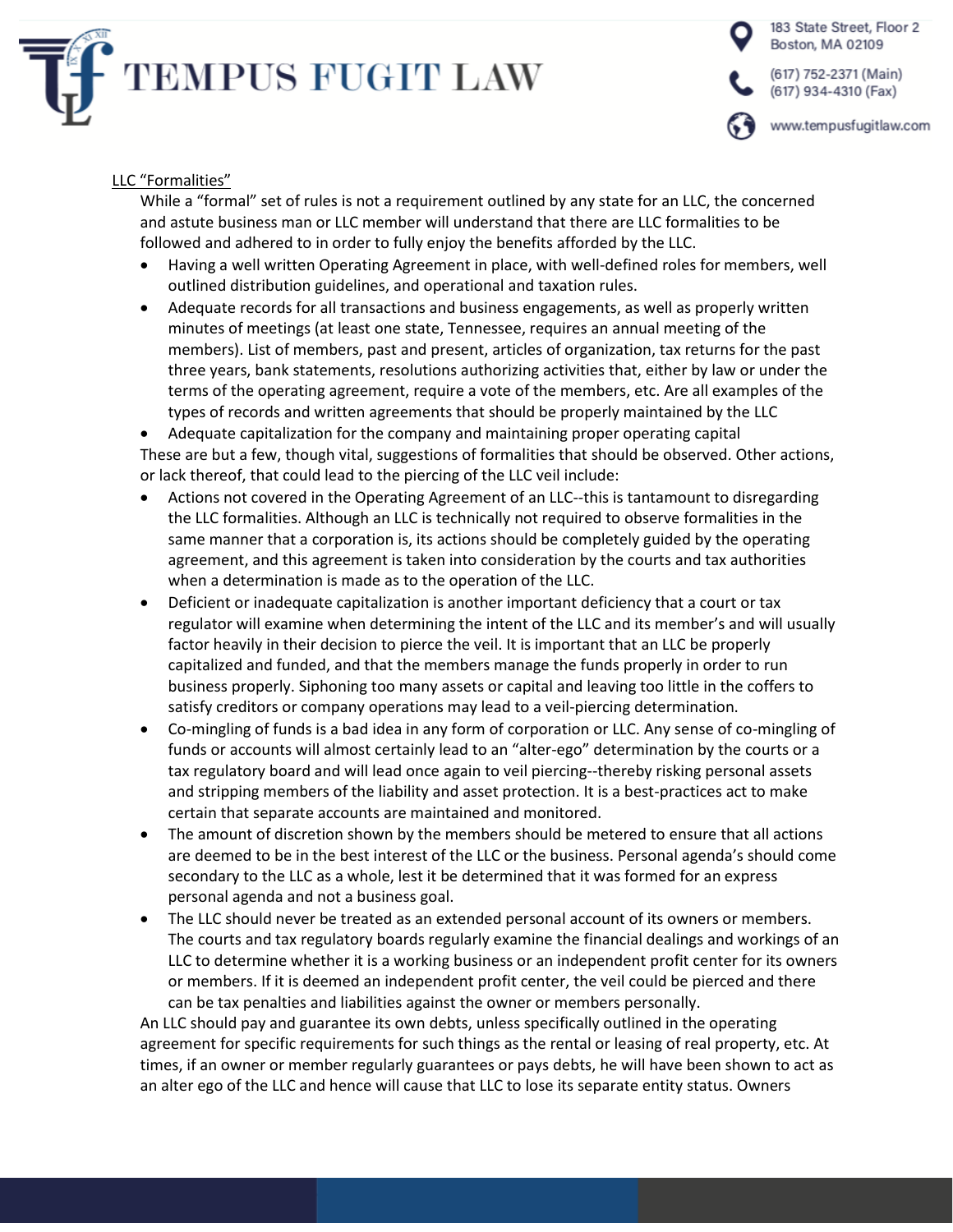LLC "Formalities"

While a "formal" set of rules is not a requirement outlined by any state for an LLC, the concerned and astute business man or LLC member will understand that there are LLC formalities to be followed and adhered to in order to fully enjoy the benefits afforded by the LLC.

- Having a well written Operating Agreement in place, with well-defined roles for members, well outlined distribution guidelines, and operational and taxation rules.
- Adequate records for all transactions and business engagements, as well as properly written minutes of meetings (at least one state, Tennessee, requires an annual meeting of the members). List of members, past and present, articles of organization, tax returns for the past three years, bank statements, resolutions authorizing activities that, either by law or under the terms of the operating agreement, require a vote of the members, etc. Are all examples of the types of records and written agreements that should be properly maintained by the LLC
- Adequate capitalization for the company and maintaining proper operating capital

These are but a few, though vital, suggestions of formalities that should be observed. Other actions, or lack thereof, that could lead to the piercing of the LLC veil include:

- Actions not covered in the Operating Agreement of an LLC--this is tantamount to disregarding the LLC formalities. Although an LLC is technically not required to observe formalities in the same manner that a corporation is, its actions should be completely guided by the operating agreement, and this agreement is taken into consideration by the courts and tax authorities when a determination is made as to the operation of the LLC.
- Deficient or inadequate capitalization is another important deficiency that a court or tax regulator will examine when determining the intent of the LLC and its member's and will usually factor heavily in their decision to pierce the veil. It is important that an LLC be properly capitalized and funded, and that the members manage the funds properly in order to run business properly. Siphoning too many assets or capital and leaving too little in the coffers to satisfy creditors or company operations may lead to a veil-piercing determination.
- Co-mingling of funds is a bad idea in any form of corporation or LLC. Any sense of co-mingling of funds or accounts will almost certainly lead to an "alter-ego" determination by the courts or a tax regulatory board and will lead once again to veil piercing--thereby risking personal assets and stripping members of the liability and asset protection. It is a best-practices act to make certain that separate accounts are maintained and monitored.
- The amount of discretion shown by the members should be metered to ensure that all actions are deemed to be in the best interest of the LLC or the business. Personal agenda's should come secondary to the LLC as a whole, lest it be determined that it was formed for an express personal agenda and not a business goal.
- The LLC should never be treated as an extended personal account of its owners or members. The courts and tax regulatory boards regularly examine the financial dealings and workings of an LLC to determine whether it is a working business or an independent profit center for its owners or members. If it is deemed an independent profit center, the veil could be pierced and there can be tax penalties and liabilities against the owner or members personally.

An LLC should pay and guarantee its own debts, unless specifically outlined in the operating agreement for specific requirements for such things as the rental or leasing of real property, etc. At times, if an owner or member regularly guarantees or pays debts, he will have been shown to act as an alter ego of the LLC and hence will cause that LLC to lose its separate entity status. Owners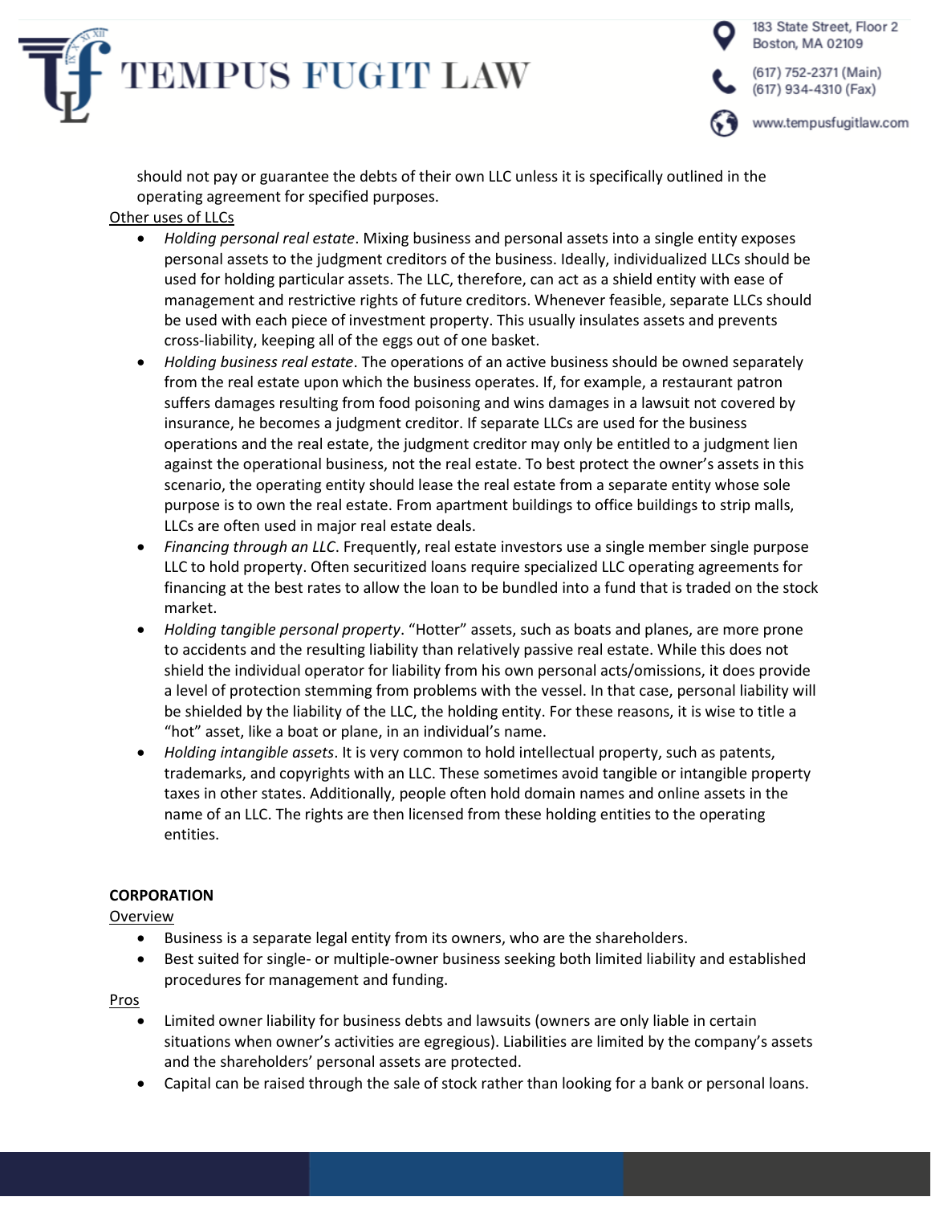should not pay or guarantee the debts of their own LLC unless it is specifically outlined in the operating agreement for specified purposes.

<u>Other uses of LLCs</u>

- *Holding personal real estate*. Mixing business and personal assets into a single entity exposes personal assets to the judgment creditors of the business. Ideally, individualized LLCs should be used for holding particular assets. The LLC, therefore, can act as a shield entity with ease of management and restrictive rights of future creditors. Whenever feasible, separate LLCs should be used with each piece of investment property. This usually insulates assets and prevents cross-liability, keeping all of the eggs out of one basket.
- *Holding business real estate*. The operations of an active business should be owned separately from the real estate upon which the business operates. If, for example, a restaurant patron suffers damages resulting from food poisoning and wins damages in a lawsuit not covered by insurance, he becomes a judgment creditor. If separate LLCs are used for the business operations and the real estate, the judgment creditor may only be entitled to a judgment lien against the operational business, not the real estate. To best protect the owner's assets in this scenario, the operating entity should lease the real estate from a separate entity whose sole purpose is to own the real estate. From apartment buildings to office buildings to strip malls, LLCs are often used in major real estate deals.
- *Financing through an LLC*. Frequently, real estate investors use a single member single purpose LLC to hold property. Often securitized loans require specialized LLC operating agreements for financing at the best rates to allow the loan to be bundled into a fund that is traded on the stock market.
- *Holding tangible personal property*. "Hotter" assets, such as boats and planes, are more prone to accidents and the resulting liability than relatively passive real estate. While this does not shield the individual operator for liability from his own personal acts/omissions, it does provide a level of protection stemming from problems with the vessel. In that case, personal liability will be shielded by the liability of the LLC, the holding entity. For these reasons, it is wise to title a "hot" asset, like a boat or plane, in an individual's name.
- *Holding intangible assets*. It is very common to hold intellectual property, such as patents, trademarks, and copyrights with an LLC. These sometimes avoid tangible or intangible property taxes in other states. Additionally, people often hold domain names and online assets in the name of an LLC. The rights are then licensed from these holding entities to the operating entities.

**CORPORATION**

<u>Overview</u>

- Business is a separate legal entity from its owners, who are the shareholders.
- Best suited for single- or multiple-owner business seeking both limited liability and established procedures for management and funding.

<u>Pros</u>

- Limited owner liability for business debts and lawsuits (owners are only liable in certain situations when owner's activities are egregious). Liabilities are limited by the company's assets and the shareholders' personal assets are protected.
- Capital can be raised through the sale of stock rather than looking for a bank or personal loans.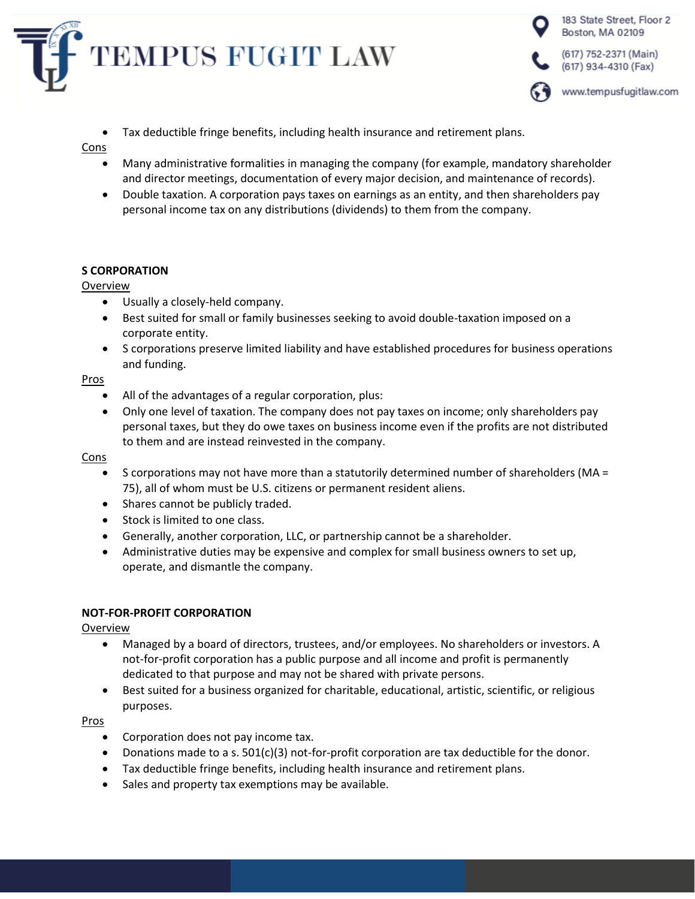- Tax deductible fringe benefits, including health insurance and retirement plans.

Cons

- Many administrative formalities in managing the company (for example, mandatory shareholder and director meetings, documentation of every major decision, and maintenance of records).
- Double taxation. A corporation pays taxes on earnings as an entity, and then shareholders pay personal income tax on any distributions (dividends) to them from the company.

**S CORPORATION**

Overview

- Usually a closely-held company.
- Best suited for small or family businesses seeking to avoid double-taxation imposed on a corporate entity.
- S corporations preserve limited liability and have established procedures for business operations and funding.

Pros

- All of the advantages of a regular corporation, plus:
- Only one level of taxation. The company does not pay taxes on income; only shareholders pay personal taxes, but they do owe taxes on business income even if the profits are not distributed to them and are instead reinvested in the company.

Cons

- S corporations may not have more than a statutorily determined number of shareholders (MA = 75), all of whom must be U.S. citizens or permanent resident aliens.
- Shares cannot be publicly traded.
- Stock is limited to one class.
- Generally, another corporation, LLC, or partnership cannot be a shareholder.
- Administrative duties may be expensive and complex for small business owners to set up, operate, and dismantle the company.

**NOT-FOR-PROFIT CORPORATION**

Overview

- Managed by a board of directors, trustees, and/or employees. No shareholders or investors. A not-for-profit corporation has a public purpose and all income and profit is permanently dedicated to that purpose and may not be shared with private persons.
- Best suited for a business organized for charitable, educational, artistic, scientific, or religious purposes.

Pros

- Corporation does not pay income tax.
- Donations made to a s. 501(c)(3) not-for-profit corporation are tax deductible for the donor.
- Tax deductible fringe benefits, including health insurance and retirement plans.
- Sales and property tax exemptions may be available.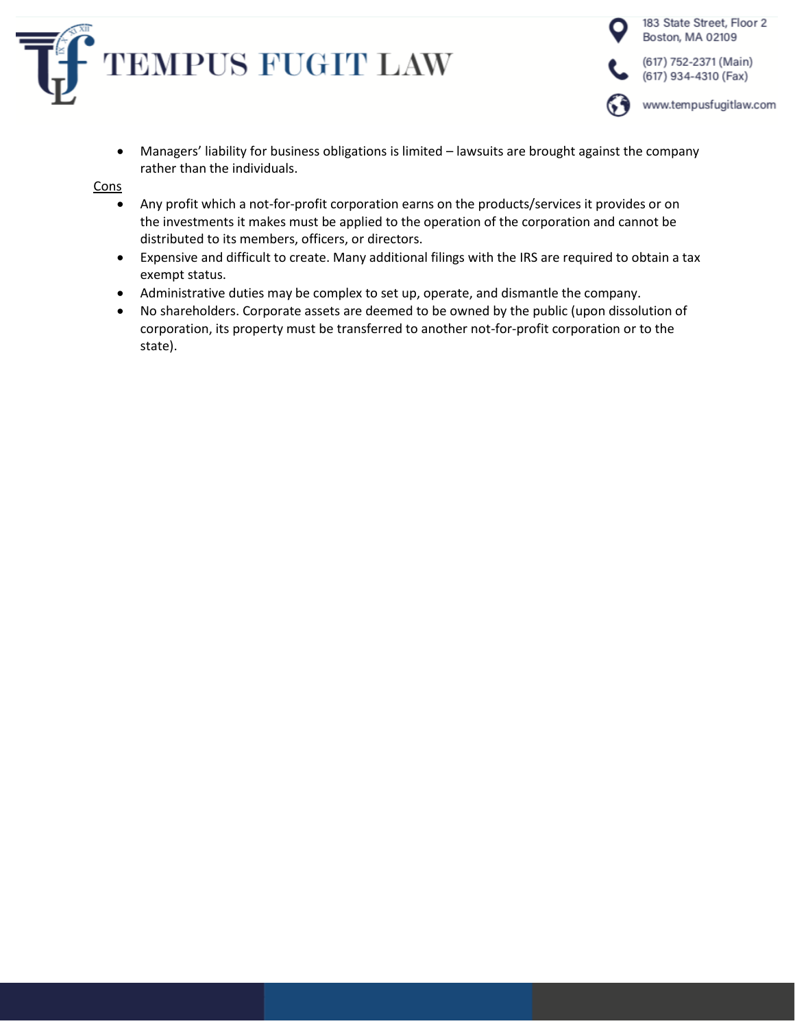- Managers' liability for business obligations is limited – lawsuits are brought against the company rather than the individuals.

Cons

- Any profit which a not-for-profit corporation earns on the products/services it provides or on the investments it makes must be applied to the operation of the corporation and cannot be distributed to its members, officers, or directors.
- Expensive and difficult to create. Many additional filings with the IRS are required to obtain a tax exempt status.
- Administrative duties may be complex to set up, operate, and dismantle the company.
- No shareholders. Corporate assets are deemed to be owned by the public (upon dissolution of corporation, its property must be transferred to another not-for-profit corporation or to the state).